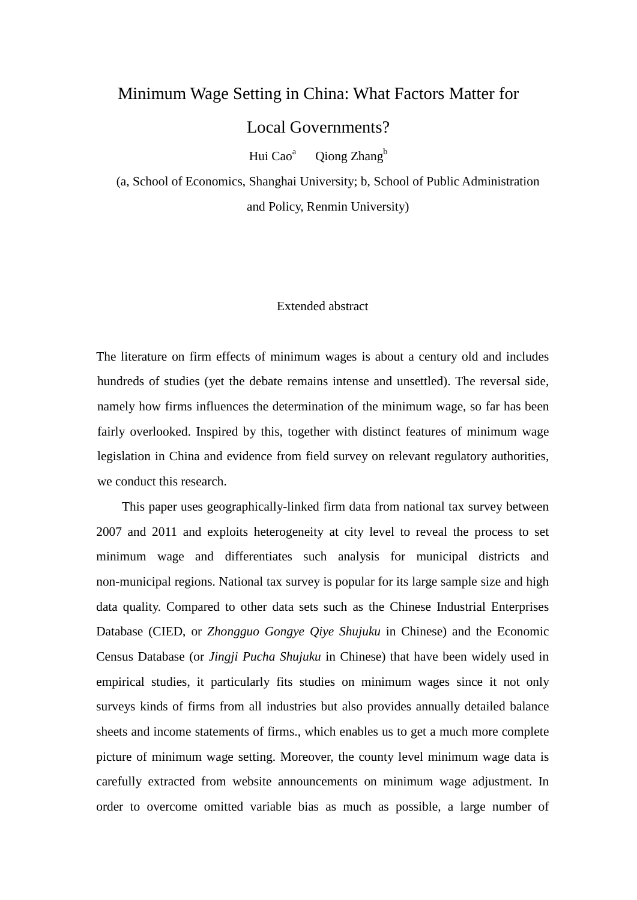# Minimum Wage Setting in China: What Factors Matter for Local Governments?

Hui Cao[a] Qiong Zhang[b]

(a, School of Economics, Shanghai University; b, School of Public Administration and Policy, Renmin University)

## Extended abstract

The literature on firm effects of minimum wages is about a century old and includes hundreds of studies (yet the debate remains intense and unsettled). The reversal side, namely how firms influences the determination of the minimum wage, so far has been fairly overlooked. Inspired by this, together with distinct features of minimum wage legislation in China and evidence from field survey on relevant regulatory authorities, we conduct this research.

This paper uses geographically-linked firm data from national tax survey between 2007 and 2011 and exploits heterogeneity at city level to reveal the process to set minimum wage and differentiates such analysis for municipal districts and non-municipal regions. National tax survey is popular for its large sample size and high data quality. Compared to other data sets such as the Chinese Industrial Enterprises Database (CIED, or *Zhongguo Gongye Qiye Shujuku* in Chinese) and the Economic Census Database (or *Jingji Pucha Shujuku* in Chinese) that have been widely used in empirical studies, it particularly fits studies on minimum wages since it not only surveys kinds of firms from all industries but also provides annually detailed balance sheets and income statements of firms., which enables us to get a much more complete picture of minimum wage setting. Moreover, the county level minimum wage data is carefully extracted from website announcements on minimum wage adjustment. In order to overcome omitted variable bias as much as possible, a large number of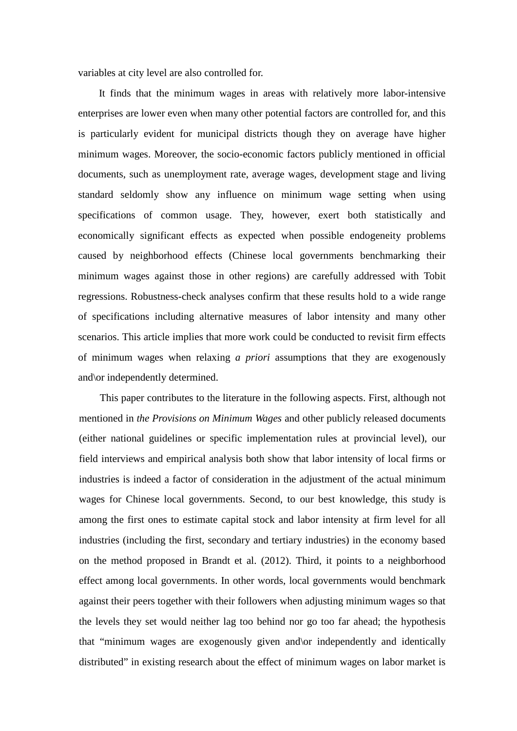variables at city level are also controlled for.

It finds that the minimum wages in areas with relatively more labor-intensive enterprises are lower even when many other potential factors are controlled for, and this is particularly evident for municipal districts though they on average have higher minimum wages. Moreover, the socio-economic factors publicly mentioned in official documents, such as unemployment rate, average wages, development stage and living standard seldomly show any influence on minimum wage setting when using specifications of common usage. They, however, exert both statistically and economically significant effects as expected when possible endogeneity problems caused by neighborhood effects (Chinese local governments benchmarking their minimum wages against those in other regions) are carefully addressed with Tobit regressions. Robustness-check analyses confirm that these results hold to a wide range of specifications including alternative measures of labor intensity and many other scenarios. This article implies that more work could be conducted to revisit firm effects of minimum wages when relaxing *a priori* assumptions that they are exogenously and\or independently determined.

This paper contributes to the literature in the following aspects. First, although not mentioned in *the Provisions on Minimum Wages* and other publicly released documents (either national guidelines or specific implementation rules at provincial level), our field interviews and empirical analysis both show that labor intensity of local firms or industries is indeed a factor of consideration in the adjustment of the actual minimum wages for Chinese local governments. Second, to our best knowledge, this study is among the first ones to estimate capital stock and labor intensity at firm level for all industries (including the first, secondary and tertiary industries) in the economy based on the method proposed in Brandt et al. (2012). Third, it points to a neighborhood effect among local governments. In other words, local governments would benchmark against their peers together with their followers when adjusting minimum wages so that the levels they set would neither lag too behind nor go too far ahead; the hypothesis that "minimum wages are exogenously given and\or independently and identically distributed" in existing research about the effect of minimum wages on labor market is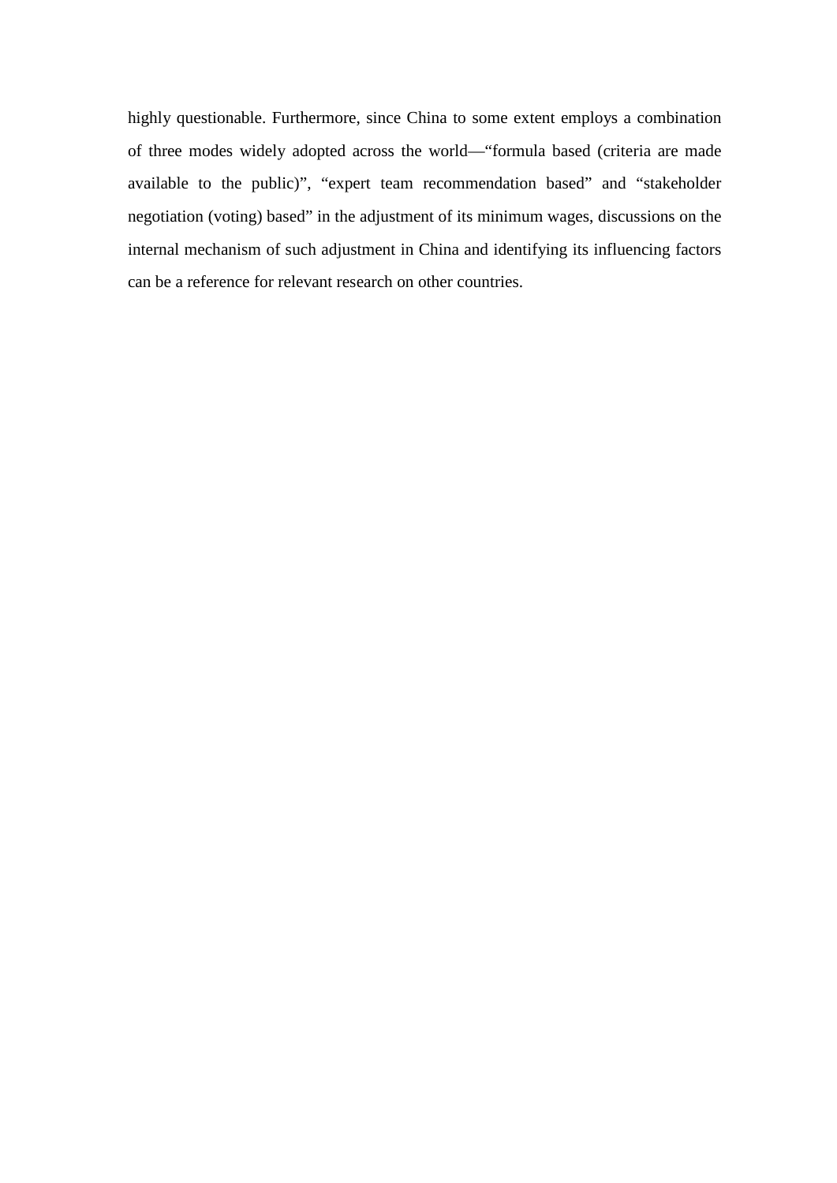highly questionable. Furthermore, since China to some extent employs a combination of three modes widely adopted across the world—“formula based (criteria are made available to the public)”, “expert team recommendation based” and “stakeholder negotiation (voting) based” in the adjustment of its minimum wages, discussions on the internal mechanism of such adjustment in China and identifying its influencing factors can be a reference for relevant research on other countries.